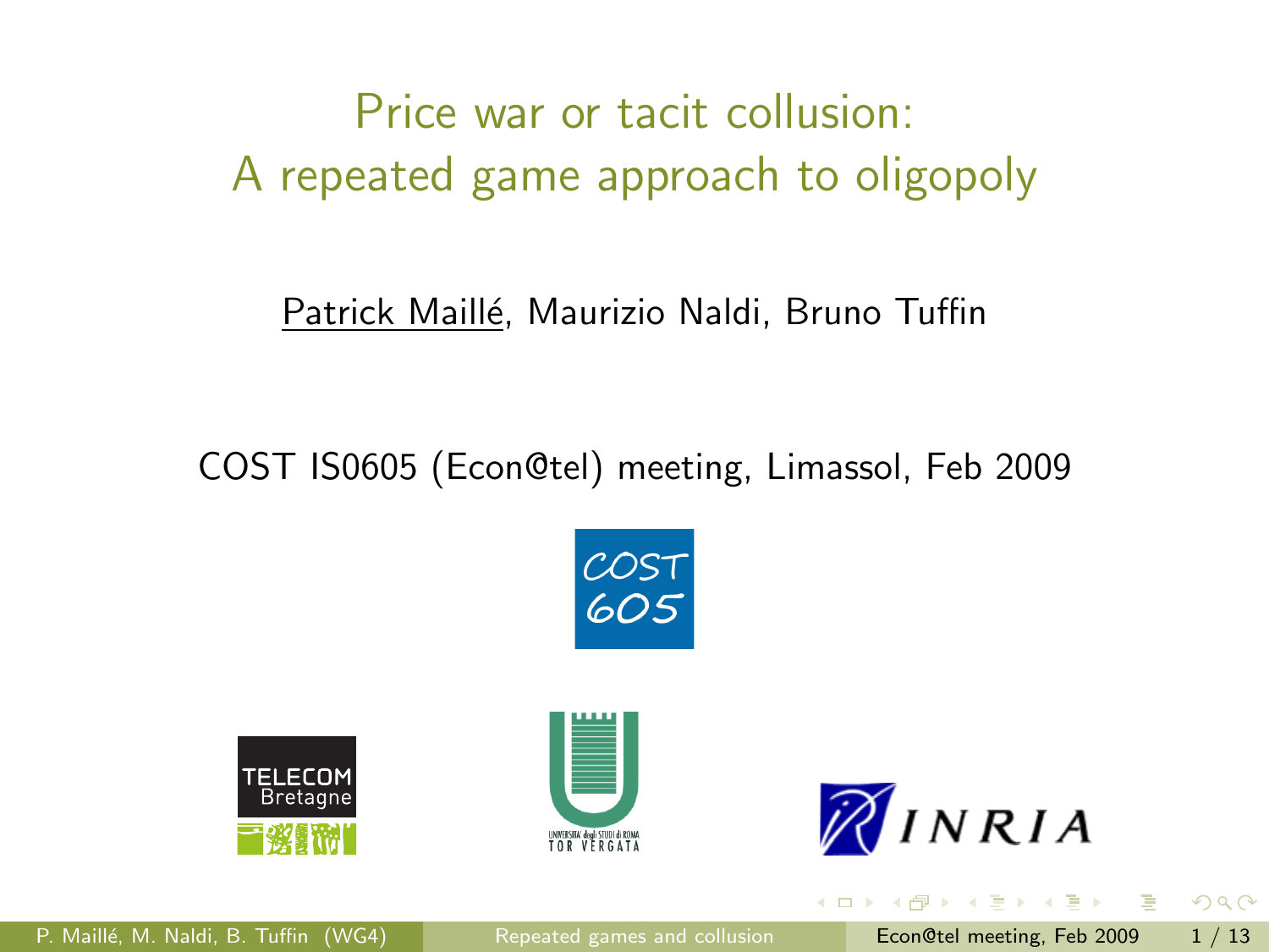# Price war or tacit collusion:
# A repeated game approach to oligopoly

Patrick Maillé, Maurizio Naldi, Bruno Tuffin

COST IS0605 (Econ@tel) meeting, Limassol, Feb 2009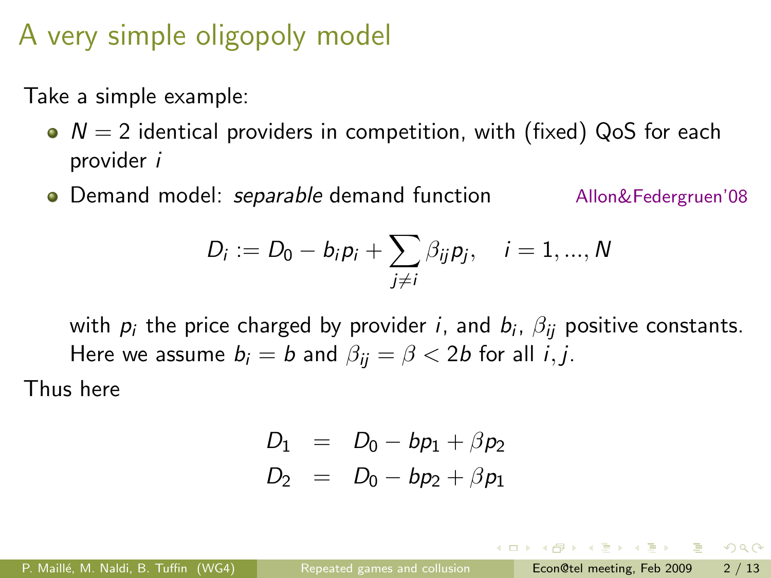# A very simple oligopoly model

Take a simple example:

- $N = 2$ identical providers in competition, with (fixed) QoS for each provider $i$
- Demand model: *separable* demand function — Allon&Federgruen'08

$$D_i := D_0 - b_i p_i + \sum_{j \neq i} \beta_{ij} p_j, \quad i = 1, ..., N$$

with $p_i$ the price charged by provider $i$, and $b_i$, $\beta_{ij}$ positive constants. Here we assume $b_i = b$ and $\beta_{ij} = \beta < 2b$ for all $i, j$.

Thus here

$$\begin{aligned} D_1 &= D_0 - bp_1 + \beta p_2 \\ D_2 &= D_0 - bp_2 + \beta p_1 \end{aligned}$$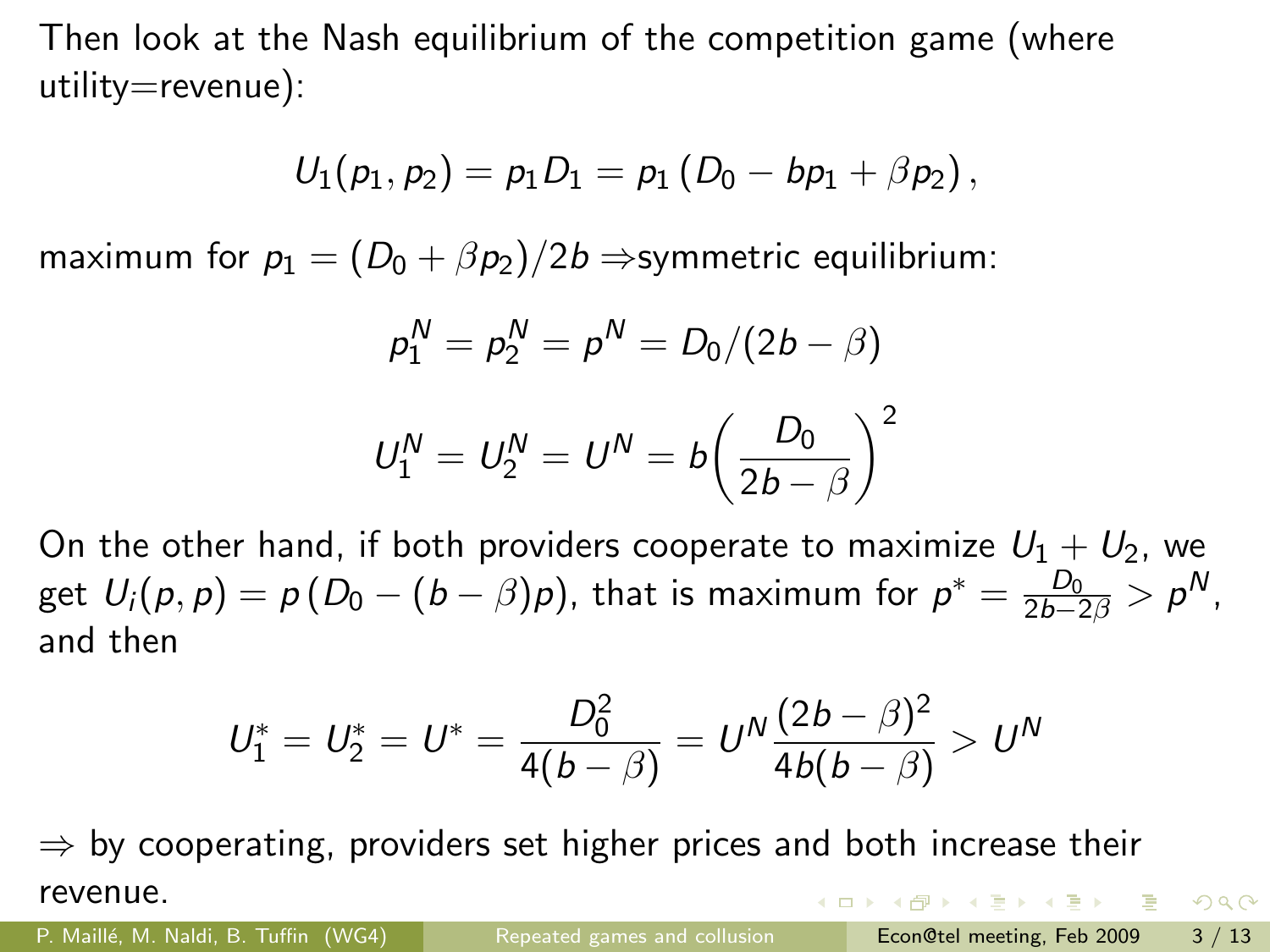Then look at the Nash equilibrium of the competition game (where utility=revenue):

$$U_1(p_1, p_2) = p_1 D_1 = p_1 \left(D_0 - bp_1 + \beta p_2\right),$$

maximum for $p_1 = (D_0 + \beta p_2)/2b$ ⇒symmetric equilibrium:

$$p_1^N = p_2^N = p^N = D_0/(2b - \beta)$$

$$U_1^N = U_2^N = U^N = b\left(\frac{D_0}{2b - \beta}\right)^2$$

On the other hand, if both providers cooperate to maximize $U_1 + U_2$, we get $U_i(p, p) = p\left(D_0 - (b - \beta)p\right)$, that is maximum for $p^* = \frac{D_0}{2b-2\beta} > p^N$, and then

$$U_1^* = U_2^* = U^* = \frac{D_0^2}{4(b - \beta)} = U^N \frac{(2b - \beta)^2}{4b(b - \beta)} > U^N$$

⇒ by cooperating, providers set higher prices and both increase their revenue.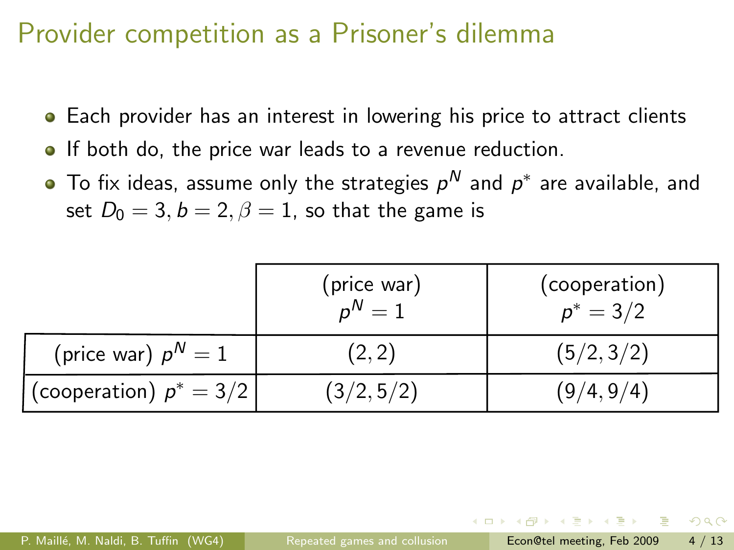# Provider competition as a Prisoner's dilemma

- Each provider has an interest in lowering his price to attract clients
- If both do, the price war leads to a revenue reduction.
- To fix ideas, assume only the strategies $p^N$ and $p^*$ are available, and set $D_0 = 3, b = 2, \beta = 1$, so that the game is

| | (price war) $p^N = 1$ | (cooperation) $p^* = 3/2$ |
|---|---|---|
| (price war) $p^N = 1$ | $(2, 2)$ | $(5/2, 3/2)$ |
| (cooperation) $p^* = 3/2$ | $(3/2, 5/2)$ | $(9/4, 9/4)$ |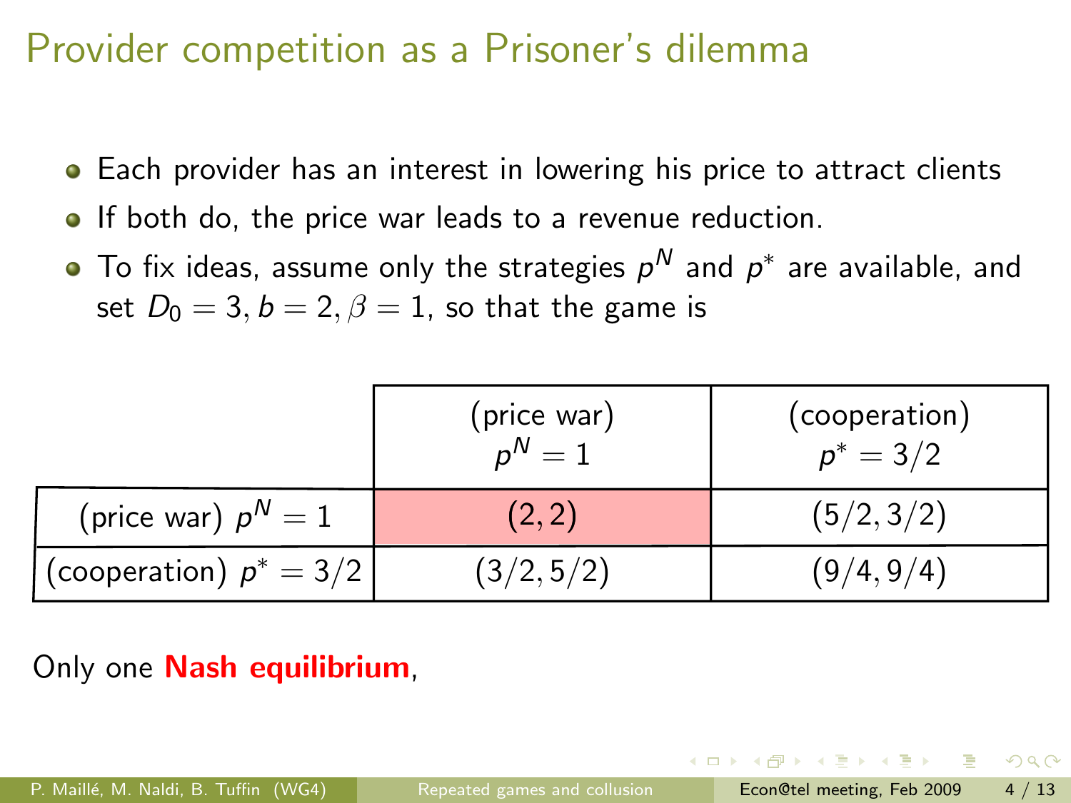# Provider competition as a Prisoner's dilemma

- Each provider has an interest in lowering his price to attract clients
- If both do, the price war leads to a revenue reduction.
- To fix ideas, assume only the strategies $p^N$ and $p^*$ are available, and set $D_0 = 3, b = 2, \beta = 1$, so that the game is

| | (price war) $p^N = 1$ | (cooperation) $p^* = 3/2$ |
|---|---|---|
| (price war) $p^N = 1$ | $(2, 2)$ | $(5/2, 3/2)$ |
| (cooperation) $p^* = 3/2$ | $(3/2, 5/2)$ | $(9/4, 9/4)$ |

Only one **Nash equilibrium**,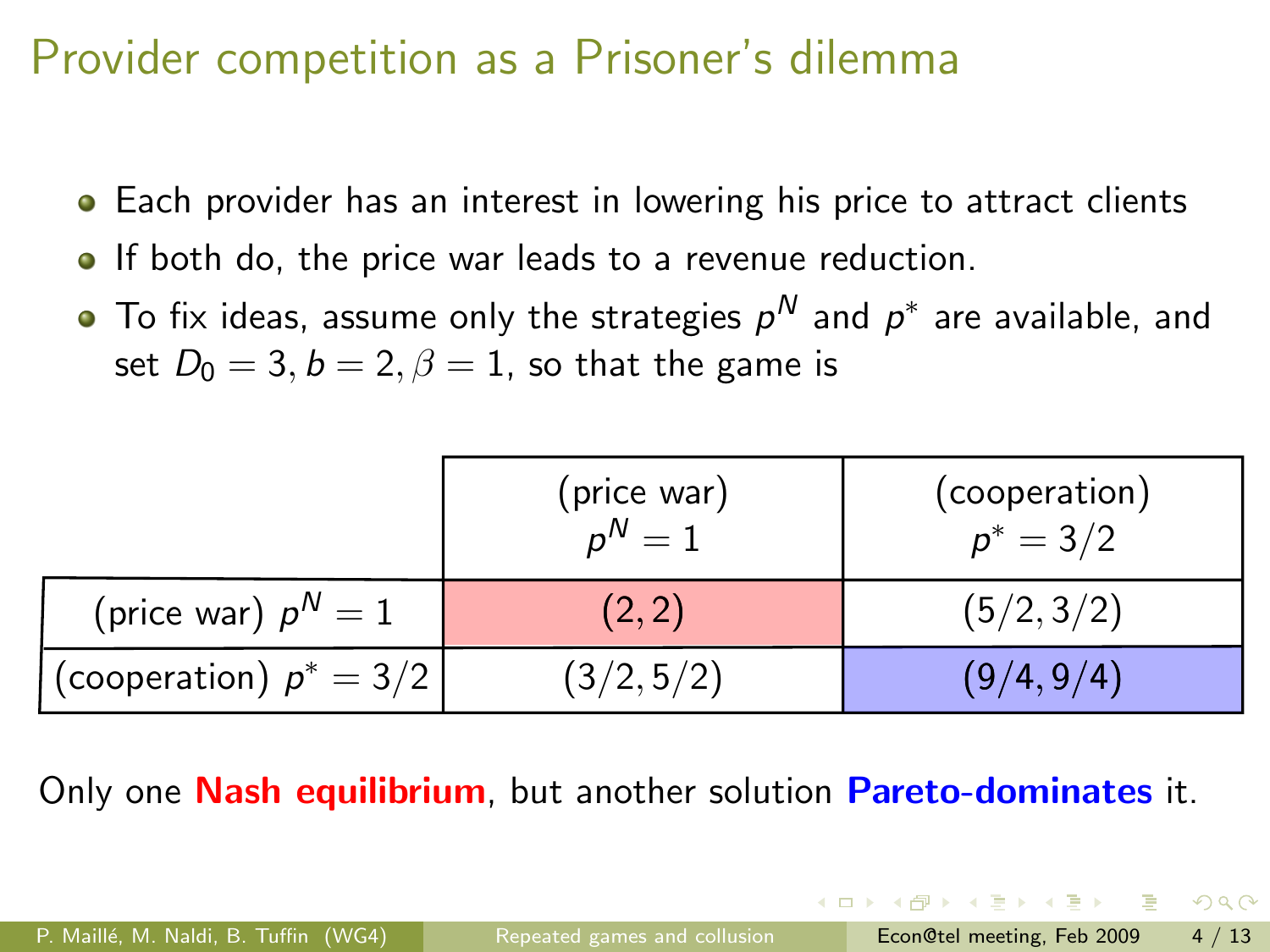# Provider competition as a Prisoner's dilemma

- Each provider has an interest in lowering his price to attract clients
- If both do, the price war leads to a revenue reduction.
- To fix ideas, assume only the strategies $p^N$ and $p^*$ are available, and set $D_0 = 3, b = 2, \beta = 1$, so that the game is

| | (price war) $p^N = 1$ | (cooperation) $p^* = 3/2$ |
|---|---|---|
| (price war) $p^N = 1$ | $(2, 2)$ | $(5/2, 3/2)$ |
| (cooperation) $p^* = 3/2$ | $(3/2, 5/2)$ | $(9/4, 9/4)$ |

Only one **Nash equilibrium**, but another solution **Pareto-dominates** it.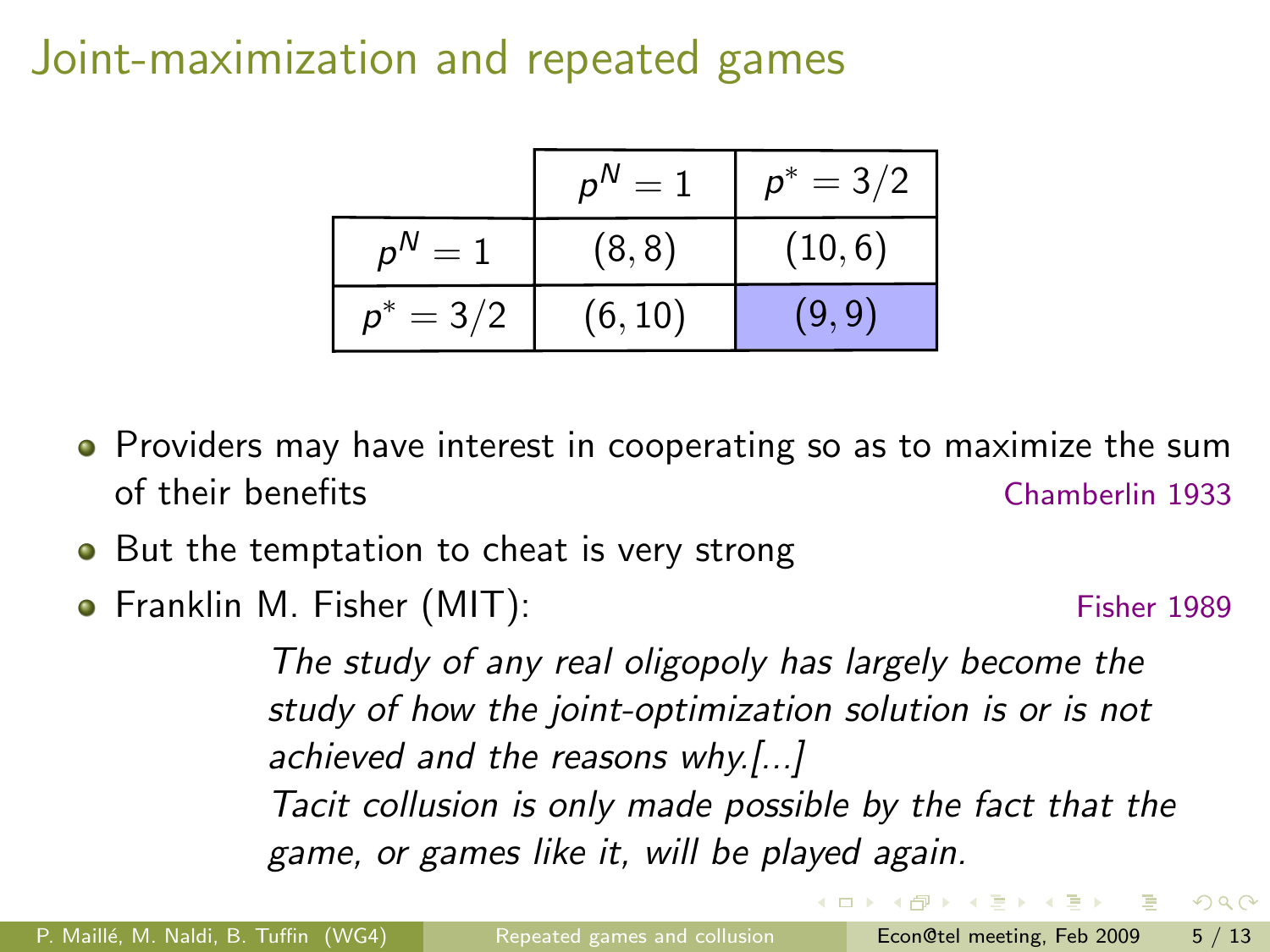# Joint-maximization and repeated games

| | $p^N = 1$ | $p^* = 3/2$ |
|---|---|---|
| $p^N = 1$ | $(8, 8)$ | $(10, 6)$ |
| $p^* = 3/2$ | $(6, 10)$ | $(9, 9)$ |

- Providers may have interest in cooperating so as to maximize the sum of their benefits — Chamberlin 1933
- But the temptation to cheat is very strong
- Franklin M. Fisher (MIT): — Fisher 1989

  *The study of any real oligopoly has largely become the study of how the joint-optimization solution is or is not achieved and the reasons why.[...]*
  *Tacit collusion is only made possible by the fact that the game, or games like it, will be played again.*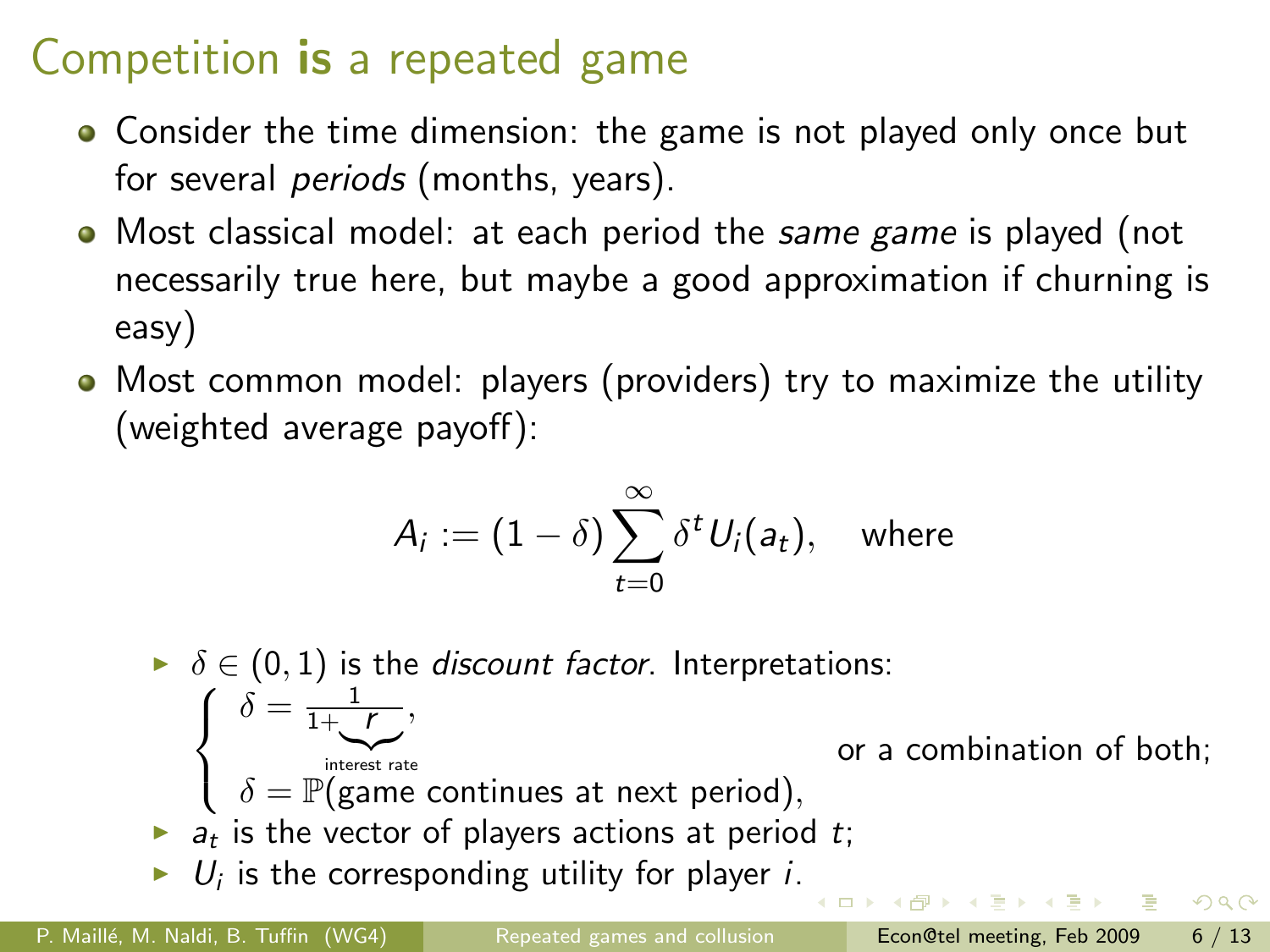# Competition **is** a repeated game

- Consider the time dimension: the game is not played only once but for several *periods* (months, years).
- Most classical model: at each period the *same game* is played (not necessarily true here, but maybe a good approximation if churning is easy)
- Most common model: players (providers) try to maximize the utility (weighted average payoff):

$$A_i := (1-\delta)\sum_{t=0}^{\infty} \delta^t U_i(a_t), \quad \text{where}$$

  - $\delta \in (0,1)$ is the *discount factor*. Interpretations:
    $$\begin{cases} \delta = \frac{1}{1+\underbrace{r}_{\text{interest rate}}}, \\ \delta = \mathbb{P}(\text{game continues at next period}), \end{cases}$$ or a combination of both;
  - $a_t$ is the vector of players actions at period $t$;
  - $U_i$ is the corresponding utility for player $i$.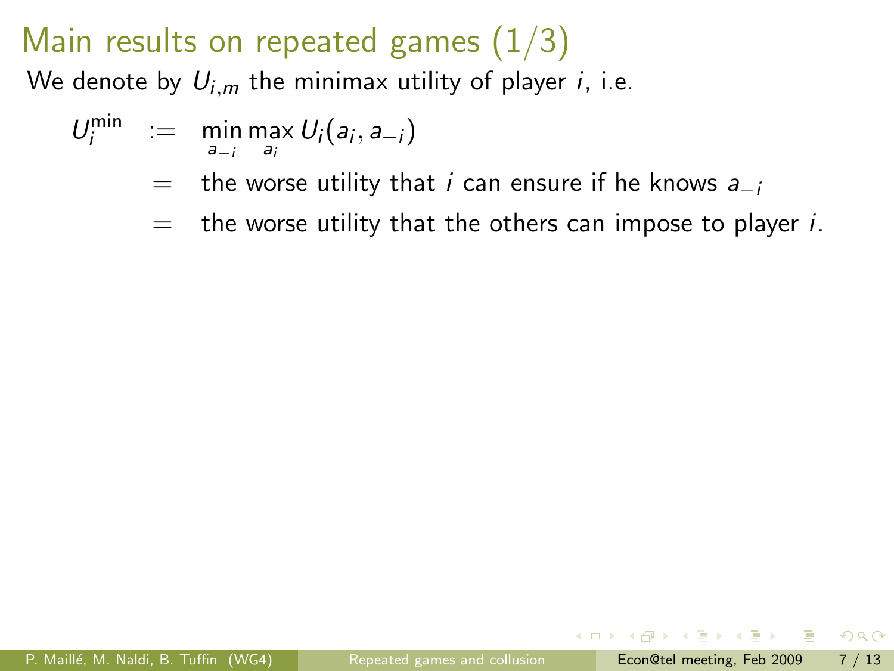# Main results on repeated games (1/3)

We denote by $U_{i,m}$ the minimax utility of player $i$, i.e.

$$
\begin{aligned}
U_i^{\min} &:= \min_{a_{-i}} \max_{a_i} U_i(a_i, a_{-i}) \\
&= \text{the worse utility that } i \text{ can ensure if he knows } a_{-i} \\
&= \text{the worse utility that the others can impose to player } i.
\end{aligned}
$$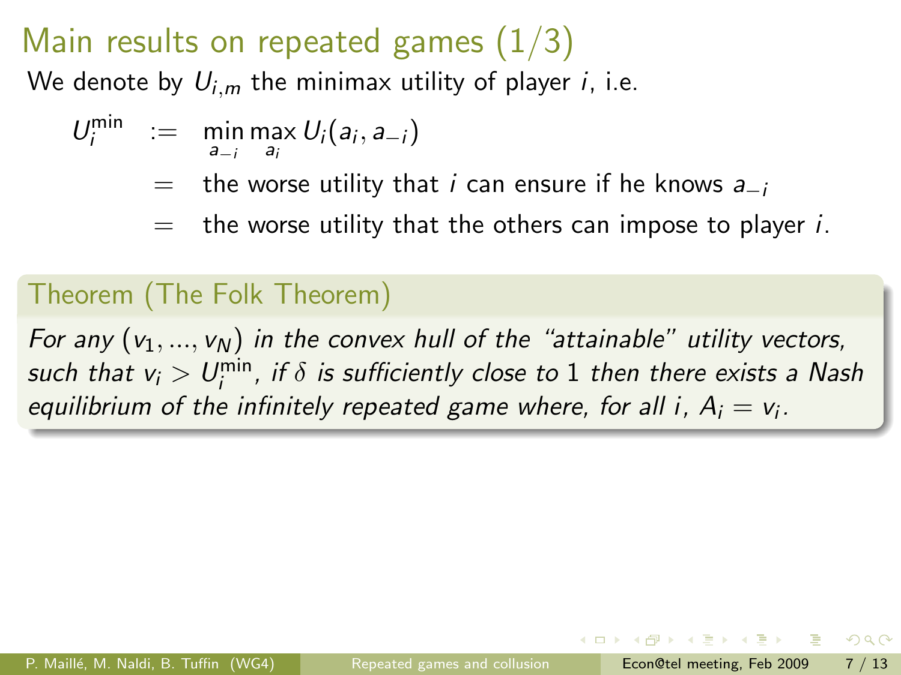# Main results on repeated games (1/3)

We denote by $U_{i,m}$ the minimax utility of player $i$, i.e.

$$
\begin{aligned}
U_i^{\min} &:= \min_{a_{-i}} \max_{a_i} U_i(a_i, a_{-i}) \\
&= \text{the worse utility that } i \text{ can ensure if he knows } a_{-i} \\
&= \text{the worse utility that the others can impose to player } i.
\end{aligned}
$$

**Theorem (The Folk Theorem)**

*For any $(v_1, ..., v_N)$ in the convex hull of the "attainable" utility vectors, such that $v_i > U_i^{\min}$, if $\delta$ is sufficiently close to 1 then there exists a Nash equilibrium of the infinitely repeated game where, for all $i$, $A_i = v_i$.*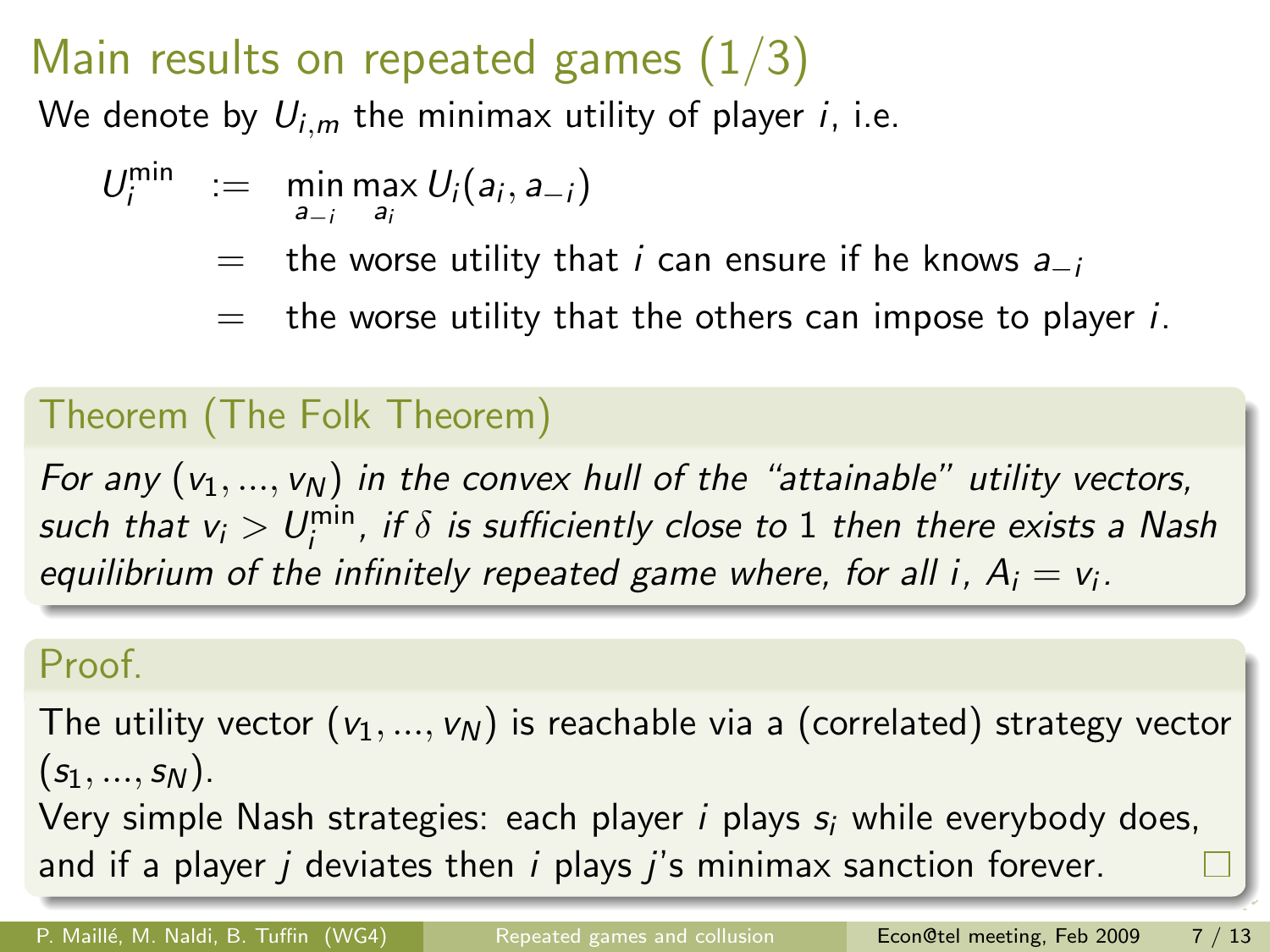# Main results on repeated games (1/3)

We denote by $U_{i,m}$ the minimax utility of player $i$, i.e.

$$
\begin{aligned}
U_i^{\min} \quad &:= \quad \min_{a_{-i}} \max_{a_i} U_i(a_i, a_{-i}) \\
&= \quad \text{the worse utility that } i \text{ can ensure if he knows } a_{-i} \\
&= \quad \text{the worse utility that the others can impose to player } i.
\end{aligned}
$$

## Theorem (The Folk Theorem)

*For any $(v_1, ..., v_N)$ in the convex hull of the "attainable" utility vectors, such that $v_i > U_i^{\min}$, if $\delta$ is sufficiently close to 1 then there exists a Nash equilibrium of the infinitely repeated game where, for all $i$, $A_i = v_i$.*

## Proof.

The utility vector $(v_1, ..., v_N)$ is reachable via a (correlated) strategy vector $(s_1, ..., s_N)$.

Very simple Nash strategies: each player $i$ plays $s_i$ while everybody does, and if a player $j$ deviates then $i$ plays $j$'s minimax sanction forever. □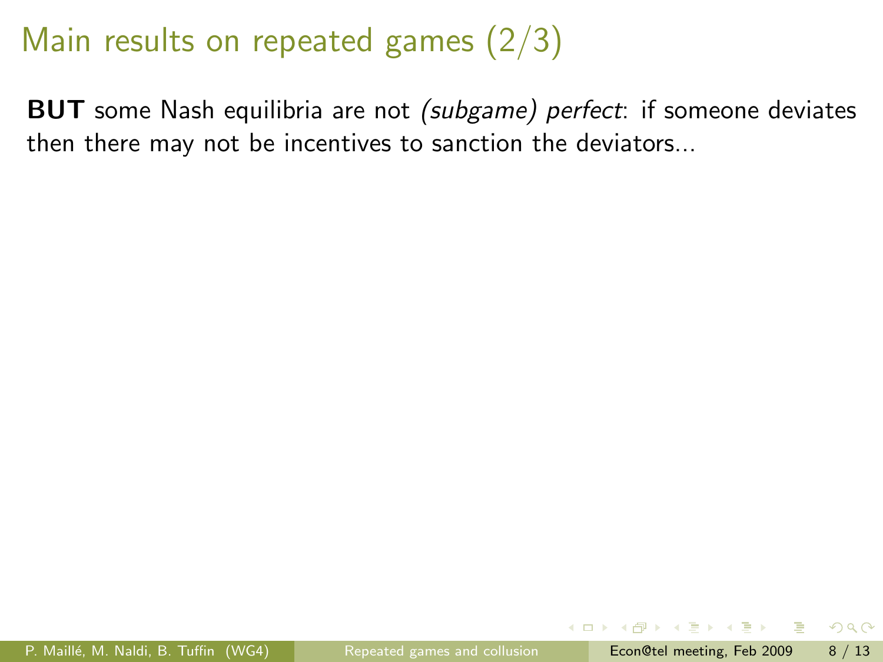# Main results on repeated games (2/3)

**BUT** some Nash equilibria are not *(subgame) perfect*: if someone deviates then there may not be incentives to sanction the deviators...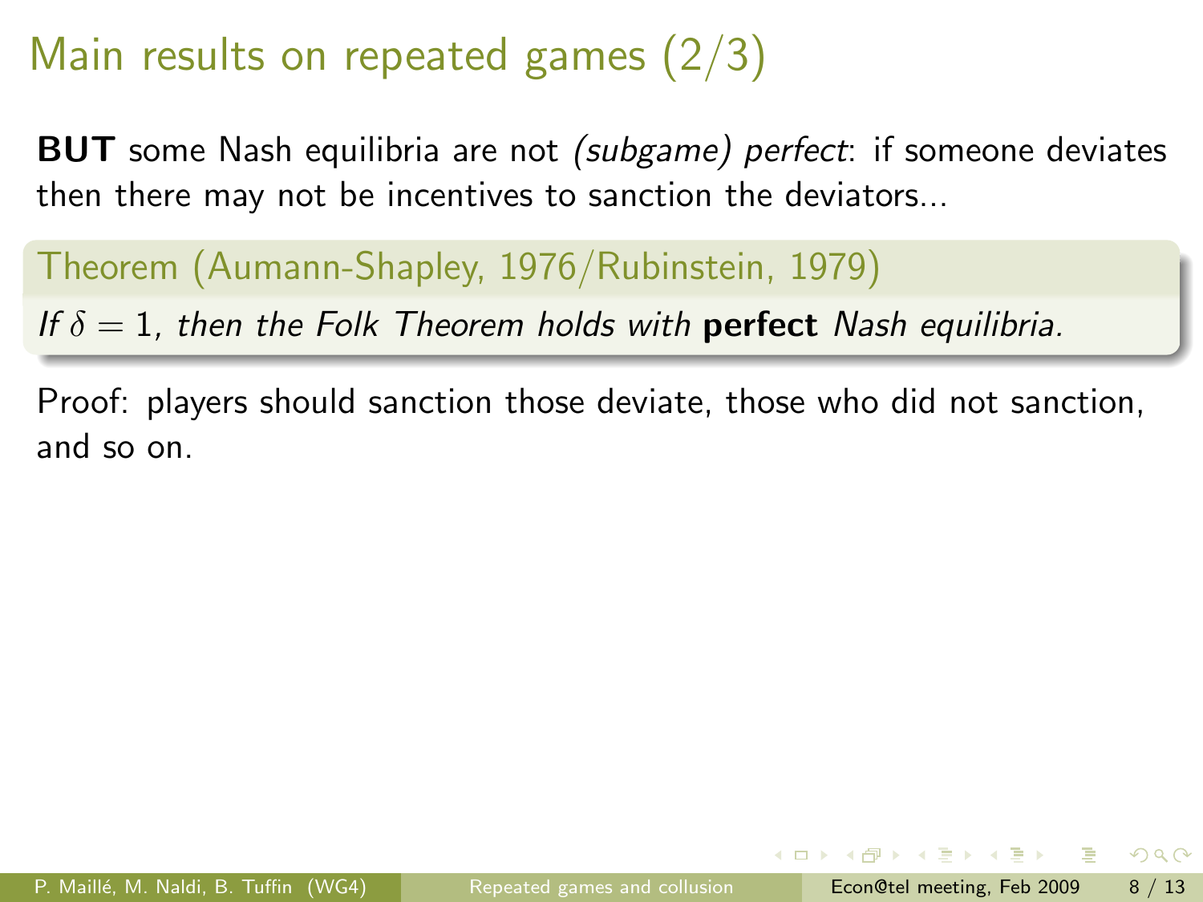# Main results on repeated games (2/3)

**BUT** some Nash equilibria are not *(subgame) perfect*: if someone deviates then there may not be incentives to sanction the deviators...

**Theorem (Aumann-Shapley, 1976/Rubinstein, 1979)**

*If $\delta = 1$, then the Folk Theorem holds with* **perfect** *Nash equilibria.*

Proof: players should sanction those deviate, those who did not sanction, and so on.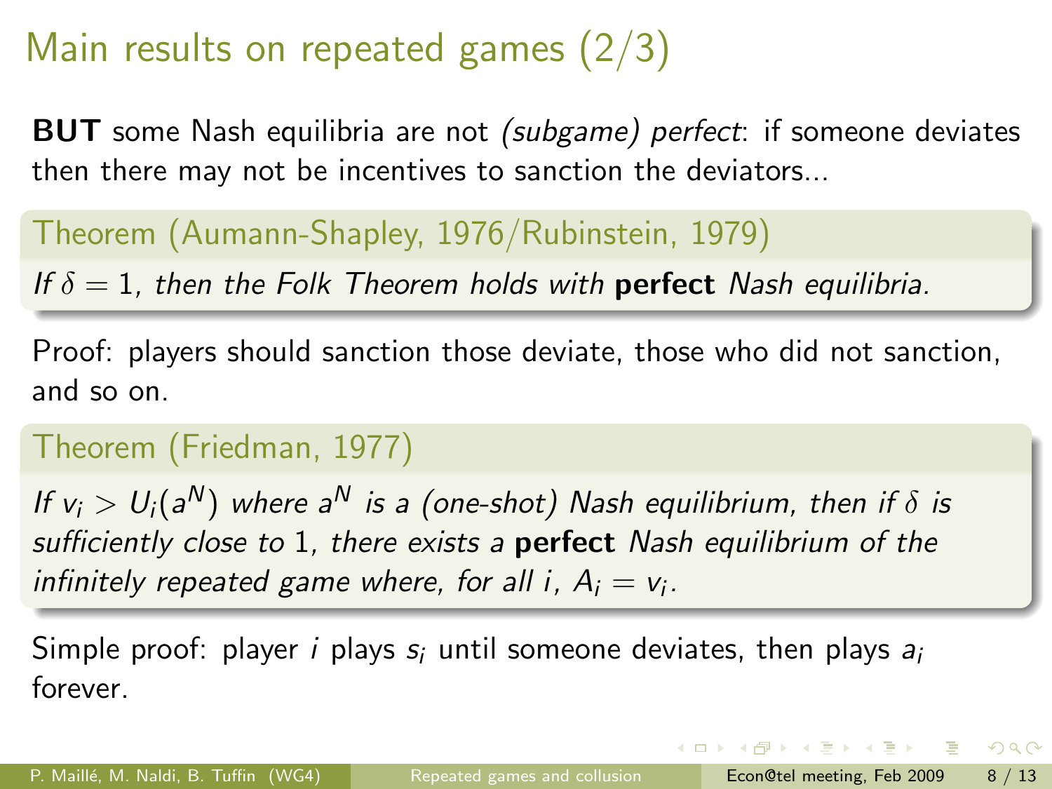# Main results on repeated games (2/3)

**BUT** some Nash equilibria are not *(subgame) perfect*: if someone deviates then there may not be incentives to sanction the deviators...

**Theorem (Aumann-Shapley, 1976/Rubinstein, 1979)**

*If $\delta = 1$, then the Folk Theorem holds with* **perfect** *Nash equilibria.*

Proof: players should sanction those deviate, those who did not sanction, and so on.

**Theorem (Friedman, 1977)**

*If $v_i > U_i(a^N)$ where $a^N$ is a (one-shot) Nash equilibrium, then if $\delta$ is sufficiently close to 1, there exists a* **perfect** *Nash equilibrium of the infinitely repeated game where, for all $i$, $A_i = v_i$.*

Simple proof: player $i$ plays $s_i$ until someone deviates, then plays $a_i$ forever.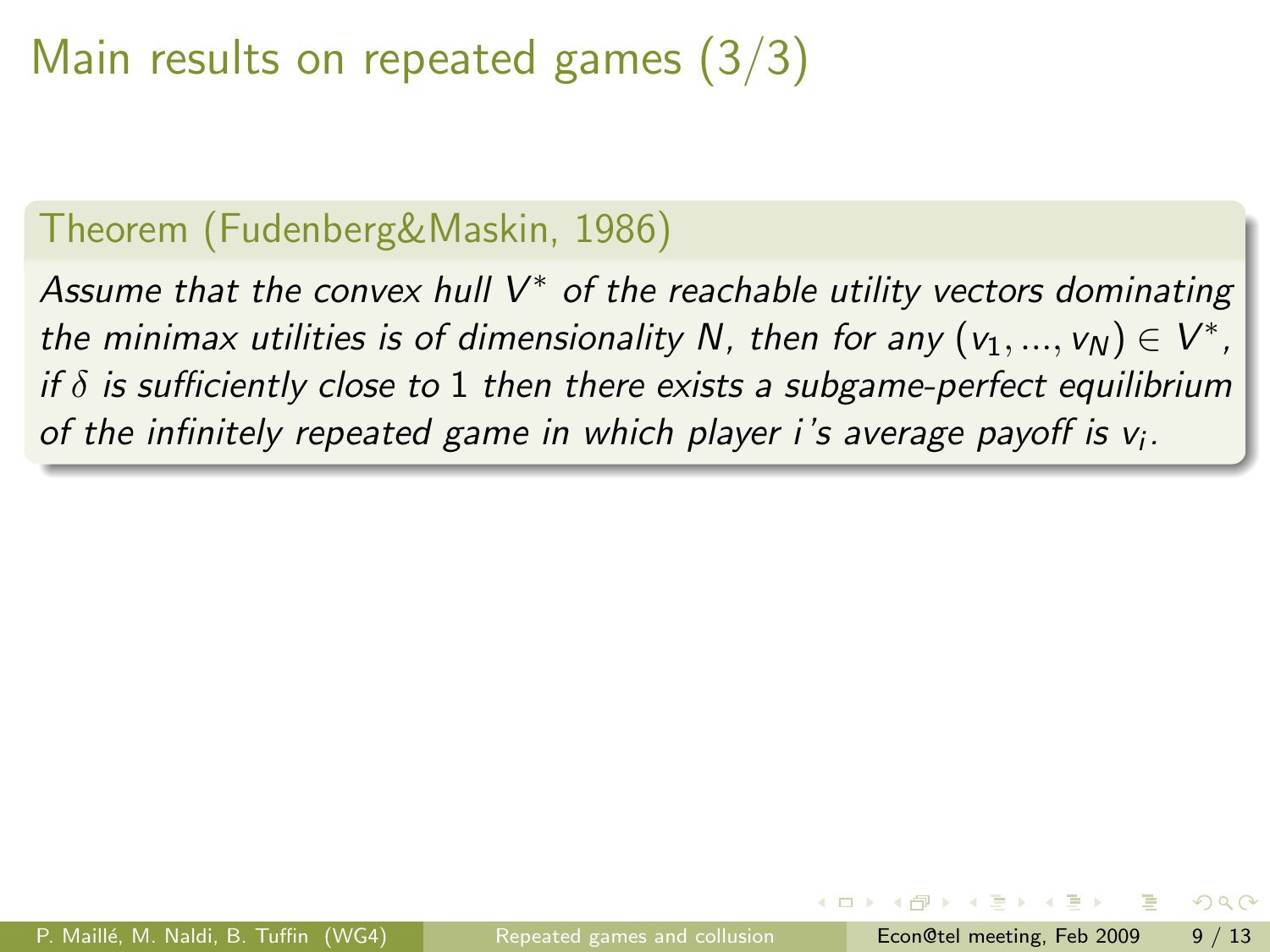# Main results on repeated games (3/3)

**Theorem (Fudenberg&Maskin, 1986)**

*Assume that the convex hull $V^*$ of the reachable utility vectors dominating the minimax utilities is of dimensionality $N$, then for any $(v_1, ..., v_N) \in V^*$, if $\delta$ is sufficiently close to $1$ then there exists a subgame-perfect equilibrium of the infinitely repeated game in which player $i$'s average payoff is $v_i$.*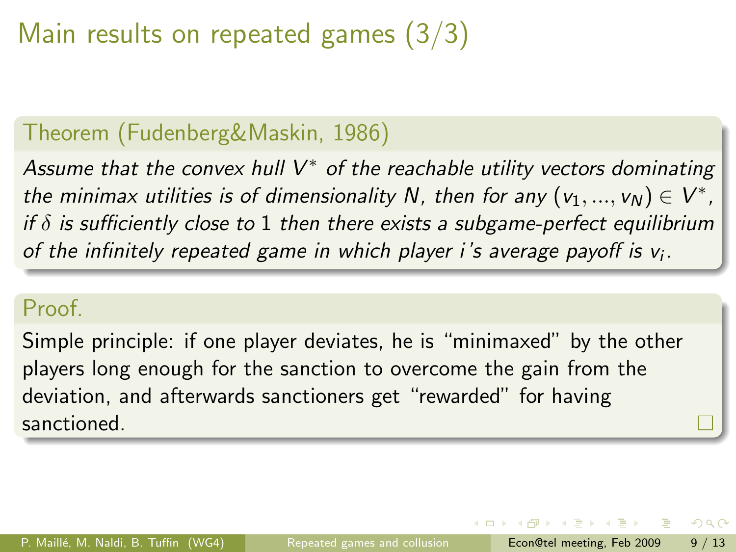# Main results on repeated games (3/3)

**Theorem (Fudenberg&Maskin, 1986)**

*Assume that the convex hull $V^*$ of the reachable utility vectors dominating the minimax utilities is of dimensionality $N$, then for any $(v_1, ..., v_N) \in V^*$, if $\delta$ is sufficiently close to 1 then there exists a subgame-perfect equilibrium of the infinitely repeated game in which player $i$'s average payoff is $v_i$.*

**Proof.**

Simple principle: if one player deviates, he is "minimaxed" by the other players long enough for the sanction to overcome the gain from the deviation, and afterwards sanctioners get "rewarded" for having sanctioned. □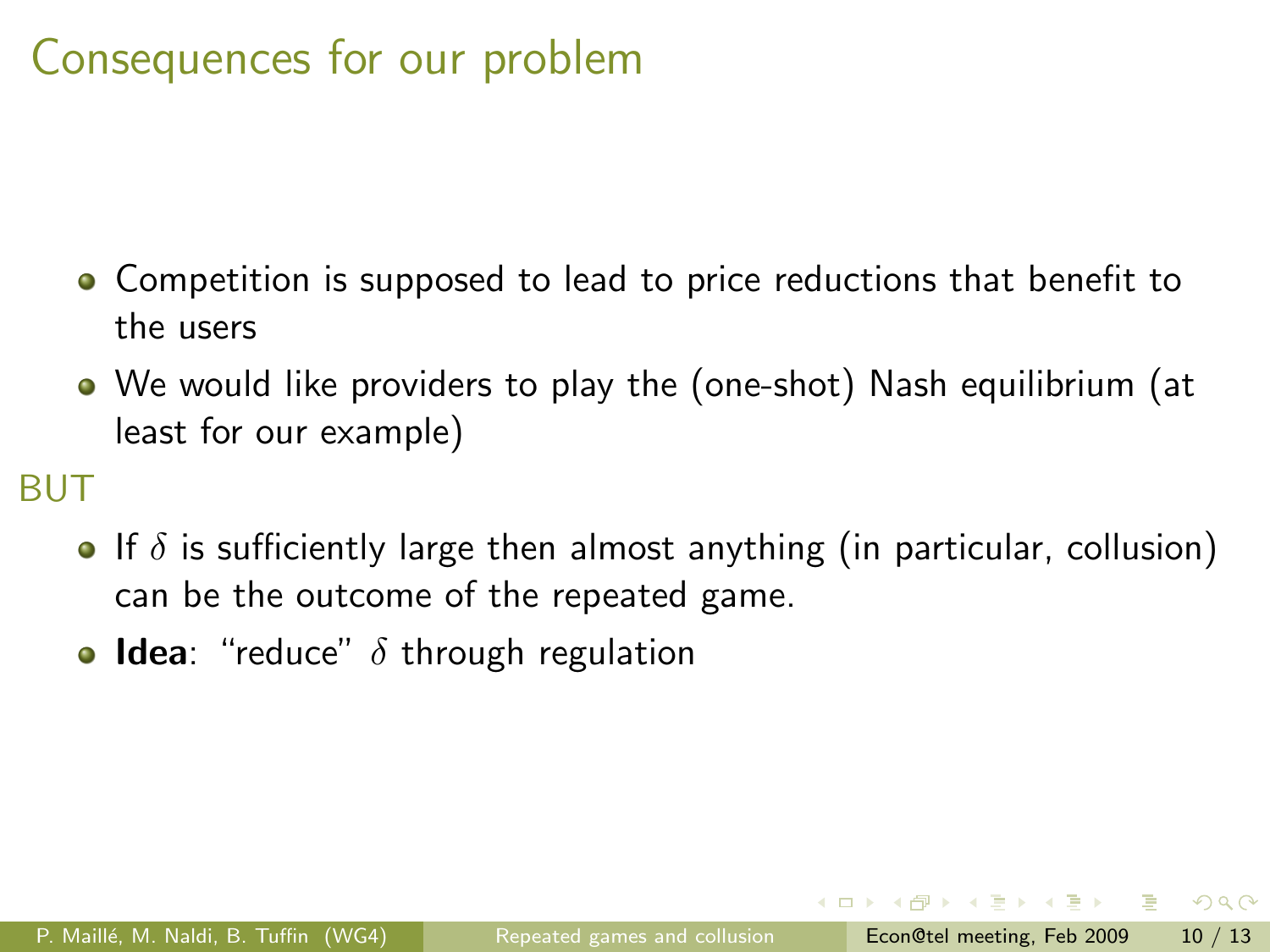# Consequences for our problem

- Competition is supposed to lead to price reductions that benefit to the users
- We would like providers to play the (one-shot) Nash equilibrium (at least for our example)

BUT

- If $\delta$ is sufficiently large then almost anything (in particular, collusion) can be the outcome of the repeated game.
- **Idea**: "reduce" $\delta$ through regulation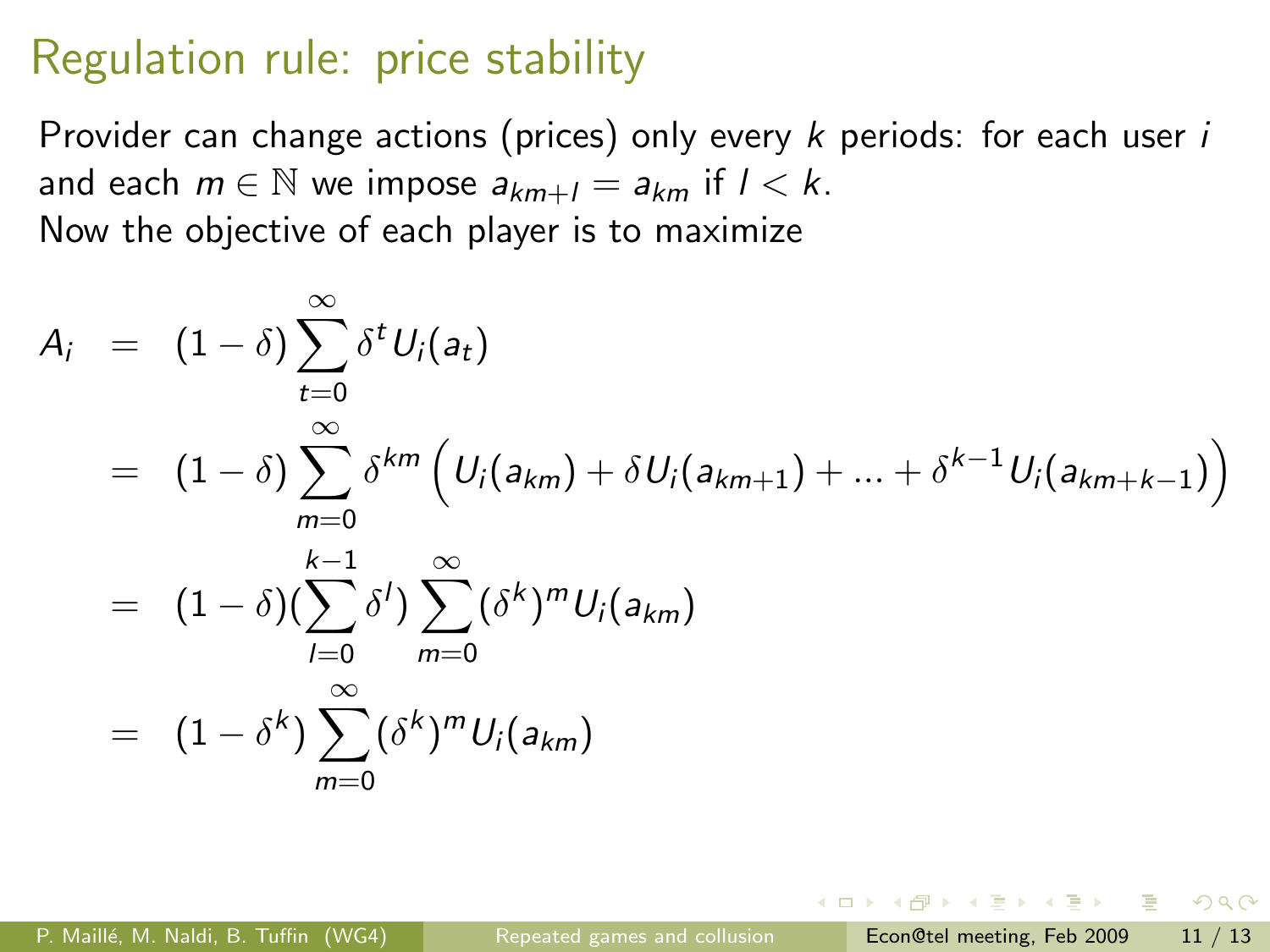# Regulation rule: price stability

Provider can change actions (prices) only every $k$ periods: for each user $i$ and each $m \in \mathbb{N}$ we impose $a_{km+l} = a_{km}$ if $l < k$.
Now the objective of each player is to maximize

$$
\begin{aligned}
A_i &= (1-\delta)\sum_{t=0}^{\infty}\delta^t U_i(a_t) \\
&= (1-\delta)\sum_{m=0}^{\infty}\delta^{km}\Big(U_i(a_{km}) + \delta U_i(a_{km+1}) + \ldots + \delta^{k-1}U_i(a_{km+k-1})\Big) \\
&= (1-\delta)(\sum_{l=0}^{k-1}\delta^l)\sum_{m=0}^{\infty}(\delta^k)^m U_i(a_{km}) \\
&= (1-\delta^k)\sum_{m=0}^{\infty}(\delta^k)^m U_i(a_{km})
\end{aligned}
$$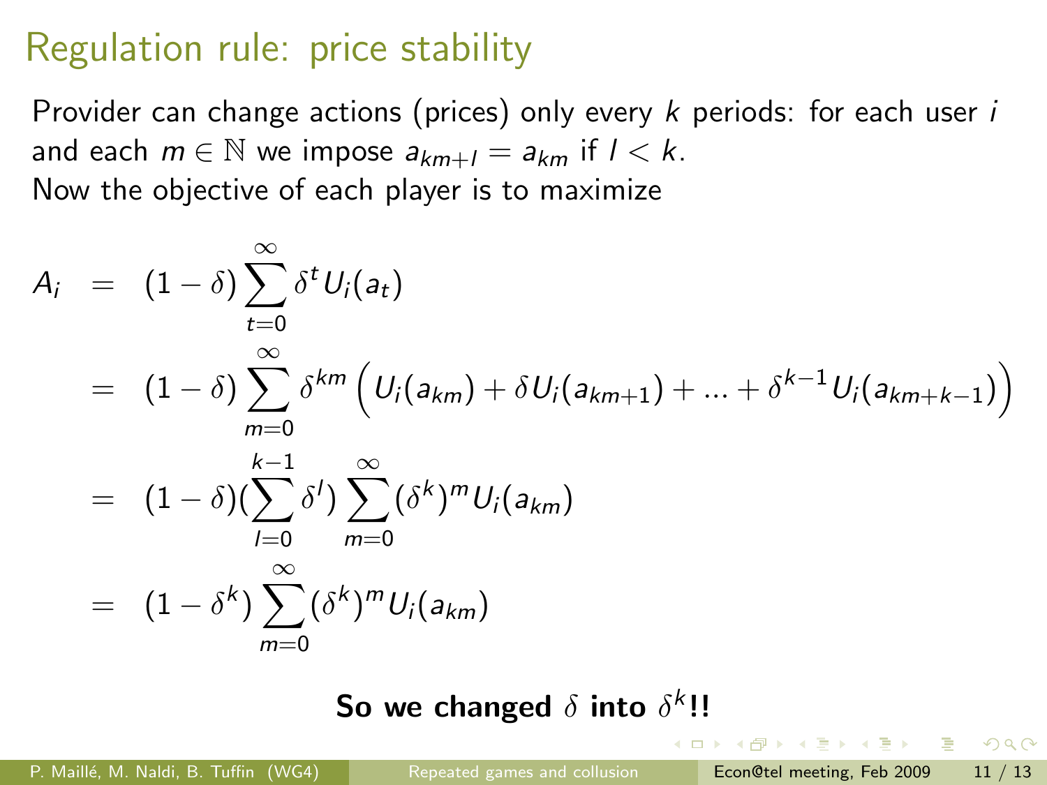# Regulation rule: price stability

Provider can change actions (prices) only every $k$ periods: for each user $i$ and each $m \in \mathbb{N}$ we impose $a_{km+l} = a_{km}$ if $l < k$.
Now the objective of each player is to maximize

$$
\begin{aligned}
A_i &= (1-\delta)\sum_{t=0}^{\infty}\delta^t U_i(a_t) \\
&= (1-\delta)\sum_{m=0}^{\infty}\delta^{km}\Big(U_i(a_{km}) + \delta U_i(a_{km+1}) + ... + \delta^{k-1}U_i(a_{km+k-1})\Big) \\
&= (1-\delta)(\sum_{l=0}^{k-1}\delta^l)\sum_{m=0}^{\infty}(\delta^k)^m U_i(a_{km}) \\
&= (1-\delta^k)\sum_{m=0}^{\infty}(\delta^k)^m U_i(a_{km})
\end{aligned}
$$

**So we changed $\delta$ into $\delta^k$!!**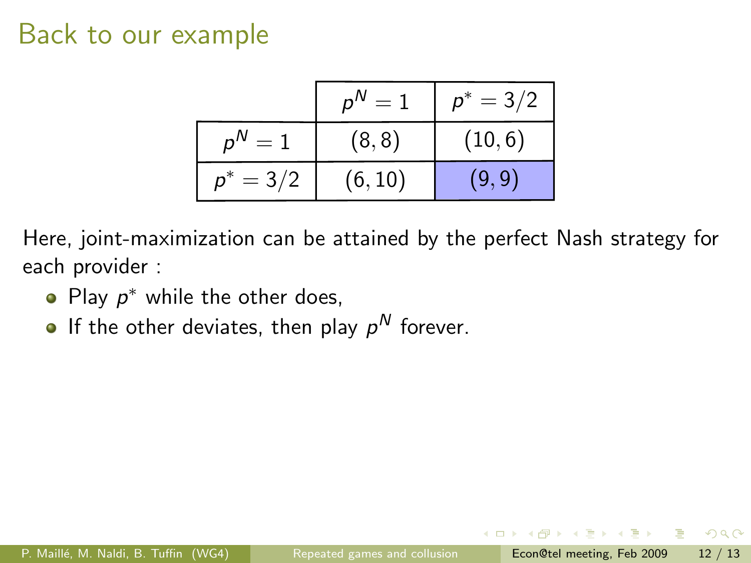# Back to our example

|  | $p^N = 1$ | $p^* = 3/2$ |
|---|---|---|
| $p^N = 1$ | $(8, 8)$ | $(10, 6)$ |
| $p^* = 3/2$ | $(6, 10)$ | $(9, 9)$ |

Here, joint-maximization can be attained by the perfect Nash strategy for each provider :

- Play $p^*$ while the other does,
- If the other deviates, then play $p^N$ forever.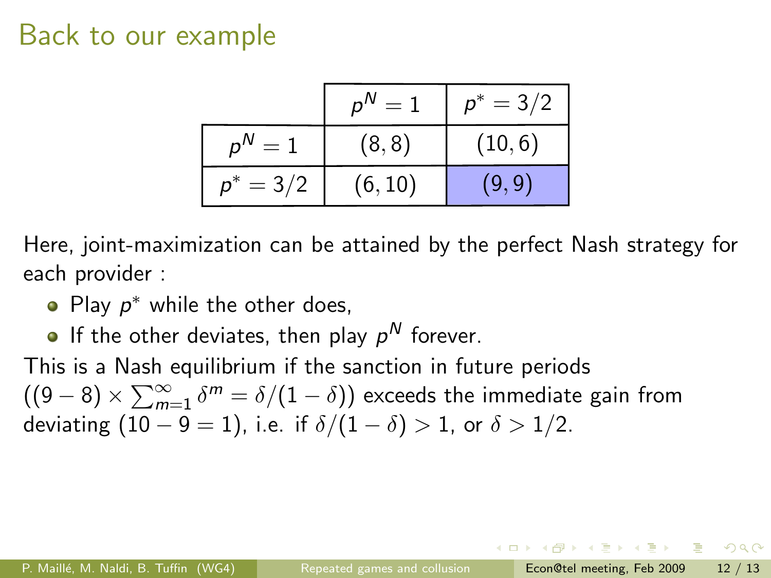# Back to our example

| | $p^N = 1$ | $p^* = 3/2$ |
|---|---|---|
| $p^N = 1$ | $(8, 8)$ | $(10, 6)$ |
| $p^* = 3/2$ | $(6, 10)$ | $(9, 9)$ |

Here, joint-maximization can be attained by the perfect Nash strategy for each provider :

- Play $p^*$ while the other does,
- If the other deviates, then play $p^N$ forever.

This is a Nash equilibrium if the sanction in future periods $((9 - 8) \times \sum_{m=1}^{\infty} \delta^m = \delta/(1 - \delta))$ exceeds the immediate gain from deviating $(10 - 9 = 1)$, i.e. if $\delta/(1 - \delta) > 1$, or $\delta > 1/2$.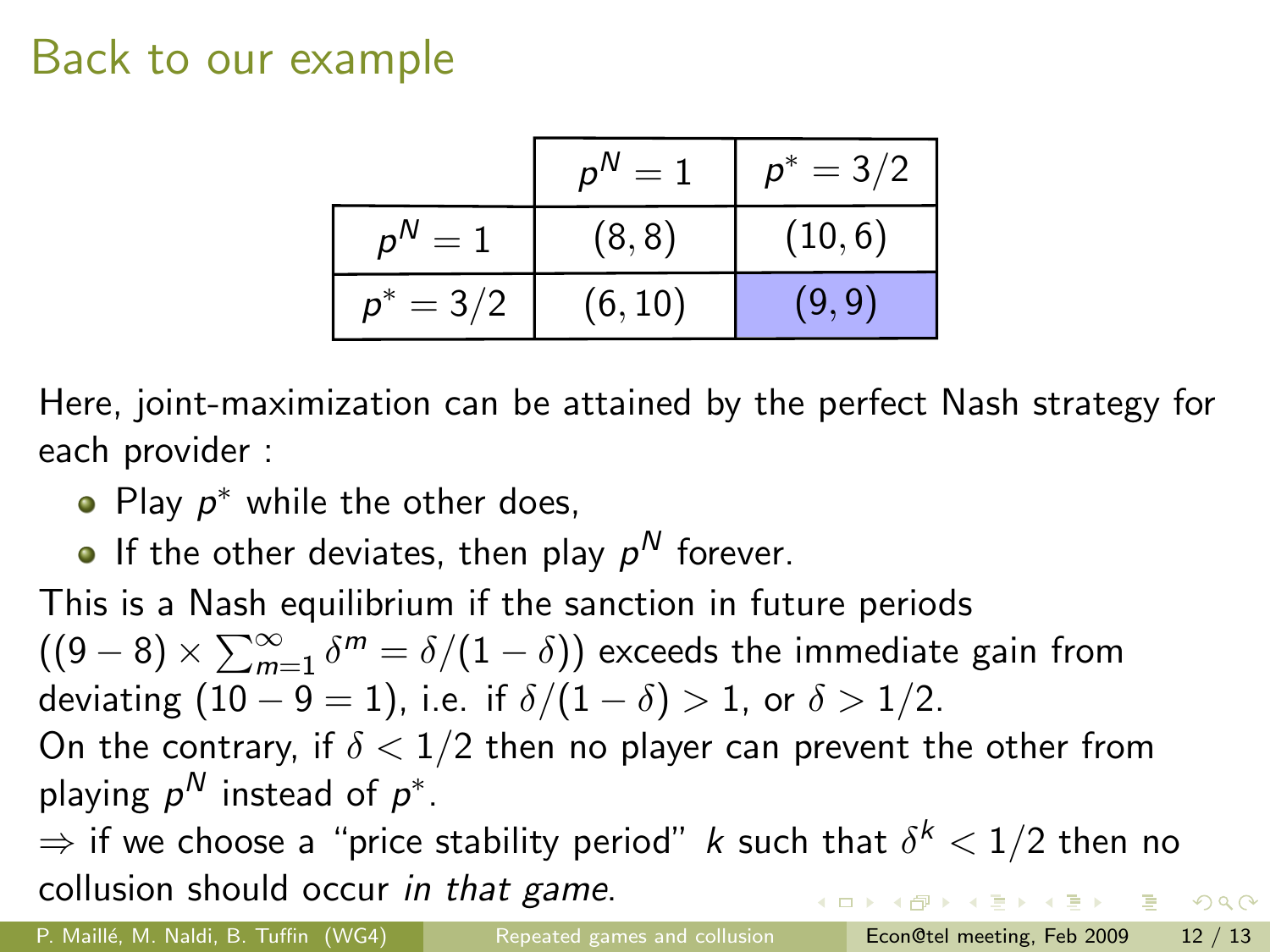## Back to our example

|  | $p^N = 1$ | $p^* = 3/2$ |
|---|---|---|
| $p^N = 1$ | $(8, 8)$ | $(10, 6)$ |
| $p^* = 3/2$ | $(6, 10)$ | $(9, 9)$ |

Here, joint-maximization can be attained by the perfect Nash strategy for each provider :

- Play $p^*$ while the other does,
- If the other deviates, then play $p^N$ forever.

This is a Nash equilibrium if the sanction in future periods $((9-8) \times \sum_{m=1}^{\infty} \delta^m = \delta/(1-\delta))$ exceeds the immediate gain from deviating $(10 - 9 = 1)$, i.e. if $\delta/(1-\delta) > 1$, or $\delta > 1/2$.

On the contrary, if $\delta < 1/2$ then no player can prevent the other from playing $p^N$ instead of $p^*$.

$\Rightarrow$ if we choose a "price stability period" $k$ such that $\delta^k < 1/2$ then no collusion should occur *in that game*.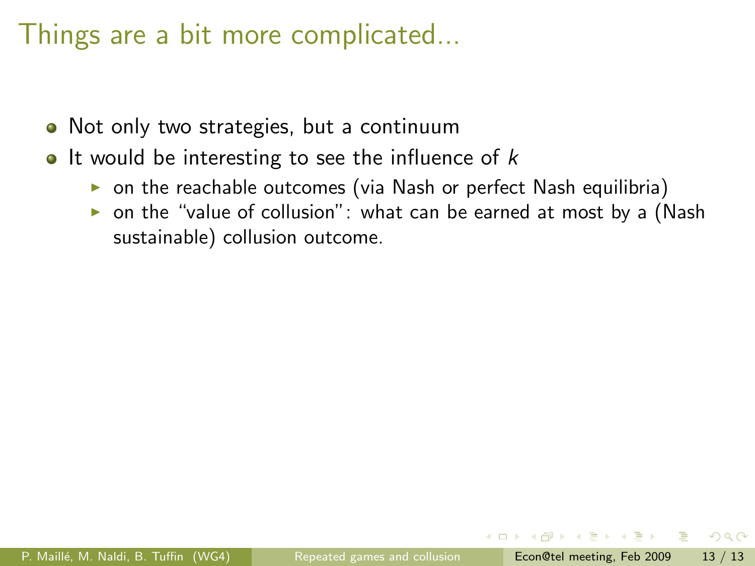# Things are a bit more complicated...

- Not only two strategies, but a continuum
- It would be interesting to see the influence of $k$
  - on the reachable outcomes (via Nash or perfect Nash equilibria)
  - on the "value of collusion": what can be earned at most by a (Nash sustainable) collusion outcome.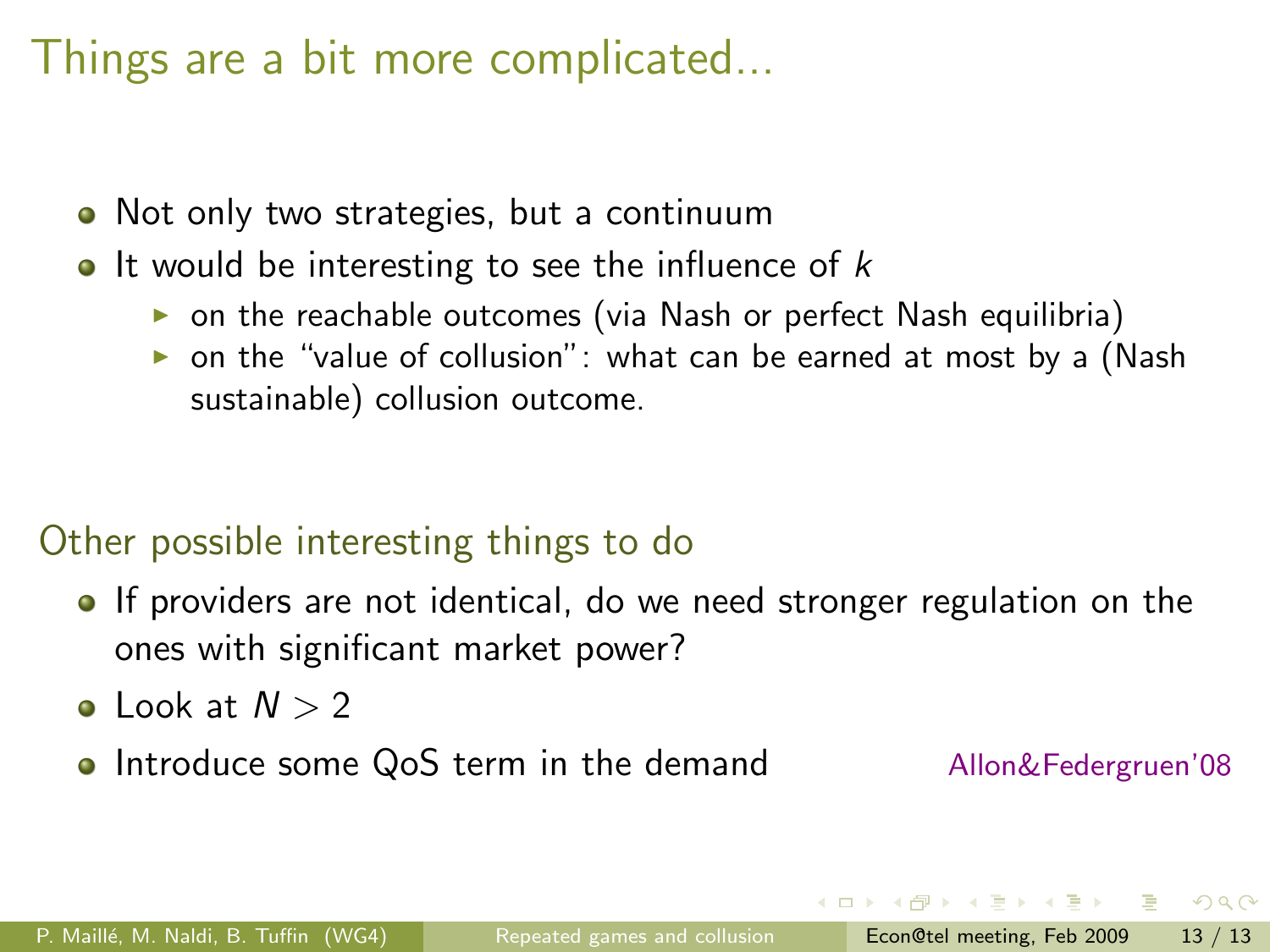# Things are a bit more complicated...

- Not only two strategies, but a continuum
- It would be interesting to see the influence of $k$
  - on the reachable outcomes (via Nash or perfect Nash equilibria)
  - on the "value of collusion": what can be earned at most by a (Nash sustainable) collusion outcome.

## Other possible interesting things to do

- If providers are not identical, do we need stronger regulation on the ones with significant market power?
- Look at $N > 2$
- Introduce some QoS term in the demand — Allon&Federgruen'08